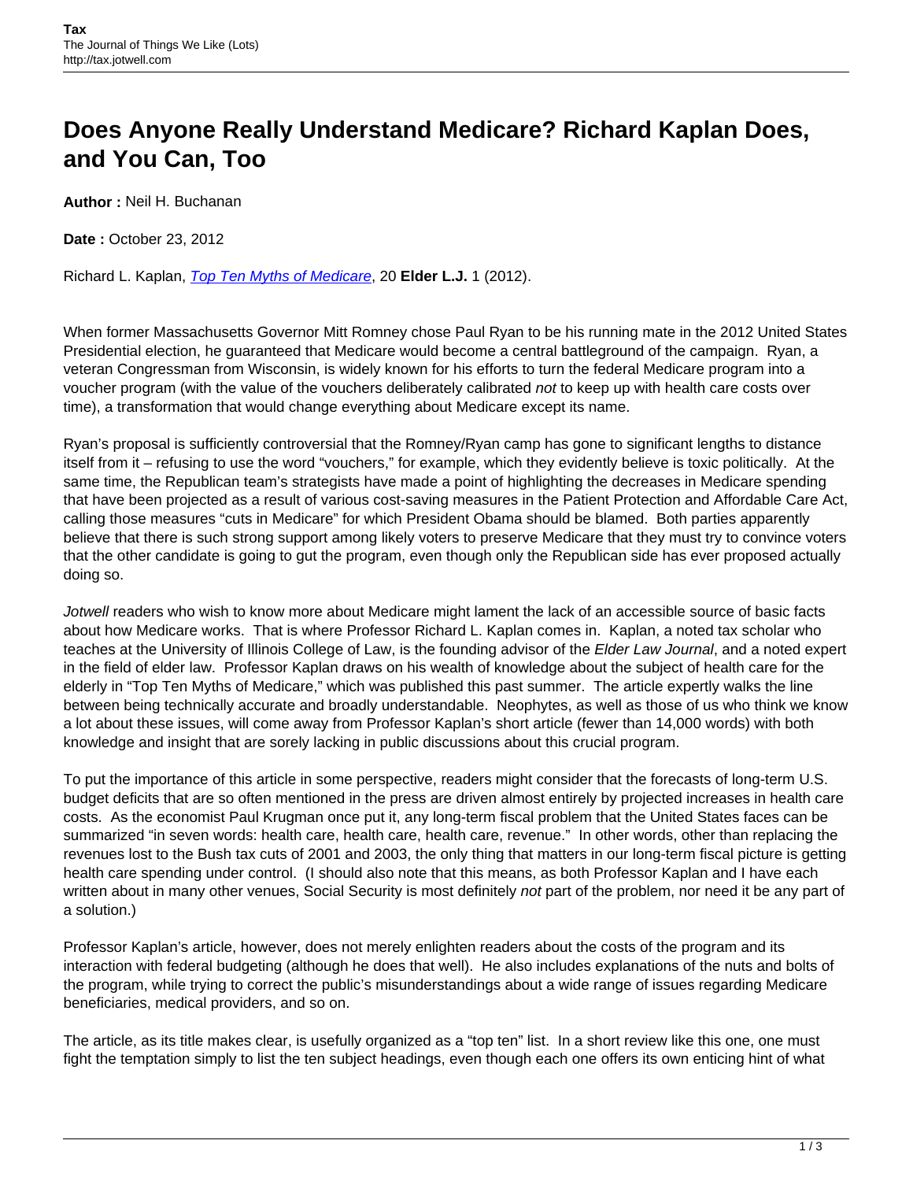# Does Anyone Really Understand Medicare? Richard Kaplan Does, and You Can, Too

**Author :** Neil H. Buchanan

**Date :** October 23, 2012

Richard L. Kaplan, [Top Ten Myths of Medicare](), 20 **Elder L.J.** 1 (2012).

When former Massachusetts Governor Mitt Romney chose Paul Ryan to be his running mate in the 2012 United States Presidential election, he guaranteed that Medicare would become a central battleground of the campaign. Ryan, a veteran Congressman from Wisconsin, is widely known for his efforts to turn the federal Medicare program into a voucher program (with the value of the vouchers deliberately calibrated *not* to keep up with health care costs over time), a transformation that would change everything about Medicare except its name.

Ryan's proposal is sufficiently controversial that the Romney/Ryan camp has gone to significant lengths to distance itself from it – refusing to use the word "vouchers," for example, which they evidently believe is toxic politically. At the same time, the Republican team's strategists have made a point of highlighting the decreases in Medicare spending that have been projected as a result of various cost-saving measures in the Patient Protection and Affordable Care Act, calling those measures "cuts in Medicare" for which President Obama should be blamed. Both parties apparently believe that there is such strong support among likely voters to preserve Medicare that they must try to convince voters that the other candidate is going to gut the program, even though only the Republican side has ever proposed actually doing so.

*Jotwell* readers who wish to know more about Medicare might lament the lack of an accessible source of basic facts about how Medicare works. That is where Professor Richard L. Kaplan comes in. Kaplan, a noted tax scholar who teaches at the University of Illinois College of Law, is the founding advisor of the *Elder Law Journal*, and a noted expert in the field of elder law. Professor Kaplan draws on his wealth of knowledge about the subject of health care for the elderly in "Top Ten Myths of Medicare," which was published this past summer. The article expertly walks the line between being technically accurate and broadly understandable. Neophytes, as well as those of us who think we know a lot about these issues, will come away from Professor Kaplan's short article (fewer than 14,000 words) with both knowledge and insight that are sorely lacking in public discussions about this crucial program.

To put the importance of this article in some perspective, readers might consider that the forecasts of long-term U.S. budget deficits that are so often mentioned in the press are driven almost entirely by projected increases in health care costs. As the economist Paul Krugman once put it, any long-term fiscal problem that the United States faces can be summarized "in seven words: health care, health care, health care, revenue." In other words, other than replacing the revenues lost to the Bush tax cuts of 2001 and 2003, the only thing that matters in our long-term fiscal picture is getting health care spending under control. (I should also note that this means, as both Professor Kaplan and I have each written about in many other venues, Social Security is most definitely *not* part of the problem, nor need it be any part of a solution.)

Professor Kaplan's article, however, does not merely enlighten readers about the costs of the program and its interaction with federal budgeting (although he does that well). He also includes explanations of the nuts and bolts of the program, while trying to correct the public's misunderstandings about a wide range of issues regarding Medicare beneficiaries, medical providers, and so on.

The article, as its title makes clear, is usefully organized as a "top ten" list. In a short review like this one, one must fight the temptation simply to list the ten subject headings, even though each one offers its own enticing hint of what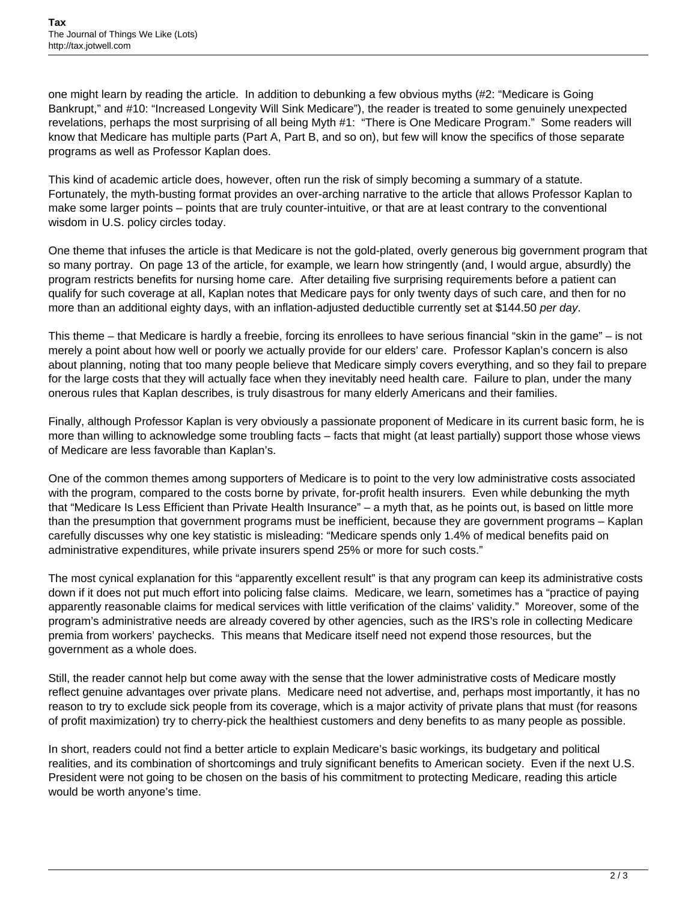one might learn by reading the article. In addition to debunking a few obvious myths (#2: "Medicare is Going Bankrupt," and #10: "Increased Longevity Will Sink Medicare"), the reader is treated to some genuinely unexpected revelations, perhaps the most surprising of all being Myth #1: "There is One Medicare Program." Some readers will know that Medicare has multiple parts (Part A, Part B, and so on), but few will know the specifics of those separate programs as well as Professor Kaplan does.

This kind of academic article does, however, often run the risk of simply becoming a summary of a statute. Fortunately, the myth-busting format provides an over-arching narrative to the article that allows Professor Kaplan to make some larger points – points that are truly counter-intuitive, or that are at least contrary to the conventional wisdom in U.S. policy circles today.

One theme that infuses the article is that Medicare is not the gold-plated, overly generous big government program that so many portray. On page 13 of the article, for example, we learn how stringently (and, I would argue, absurdly) the program restricts benefits for nursing home care. After detailing five surprising requirements before a patient can qualify for such coverage at all, Kaplan notes that Medicare pays for only twenty days of such care, and then for no more than an additional eighty days, with an inflation-adjusted deductible currently set at $144.50 *per day*.

This theme – that Medicare is hardly a freebie, forcing its enrollees to have serious financial "skin in the game" – is not merely a point about how well or poorly we actually provide for our elders' care. Professor Kaplan's concern is also about planning, noting that too many people believe that Medicare simply covers everything, and so they fail to prepare for the large costs that they will actually face when they inevitably need health care. Failure to plan, under the many onerous rules that Kaplan describes, is truly disastrous for many elderly Americans and their families.

Finally, although Professor Kaplan is very obviously a passionate proponent of Medicare in its current basic form, he is more than willing to acknowledge some troubling facts – facts that might (at least partially) support those whose views of Medicare are less favorable than Kaplan's.

One of the common themes among supporters of Medicare is to point to the very low administrative costs associated with the program, compared to the costs borne by private, for-profit health insurers. Even while debunking the myth that "Medicare Is Less Efficient than Private Health Insurance" – a myth that, as he points out, is based on little more than the presumption that government programs must be inefficient, because they are government programs – Kaplan carefully discusses why one key statistic is misleading: "Medicare spends only 1.4% of medical benefits paid on administrative expenditures, while private insurers spend 25% or more for such costs."

The most cynical explanation for this "apparently excellent result" is that any program can keep its administrative costs down if it does not put much effort into policing false claims. Medicare, we learn, sometimes has a "practice of paying apparently reasonable claims for medical services with little verification of the claims' validity." Moreover, some of the program's administrative needs are already covered by other agencies, such as the IRS's role in collecting Medicare premia from workers' paychecks. This means that Medicare itself need not expend those resources, but the government as a whole does.

Still, the reader cannot help but come away with the sense that the lower administrative costs of Medicare mostly reflect genuine advantages over private plans. Medicare need not advertise, and, perhaps most importantly, it has no reason to try to exclude sick people from its coverage, which is a major activity of private plans that must (for reasons of profit maximization) try to cherry-pick the healthiest customers and deny benefits to as many people as possible.

In short, readers could not find a better article to explain Medicare's basic workings, its budgetary and political realities, and its combination of shortcomings and truly significant benefits to American society. Even if the next U.S. President were not going to be chosen on the basis of his commitment to protecting Medicare, reading this article would be worth anyone's time.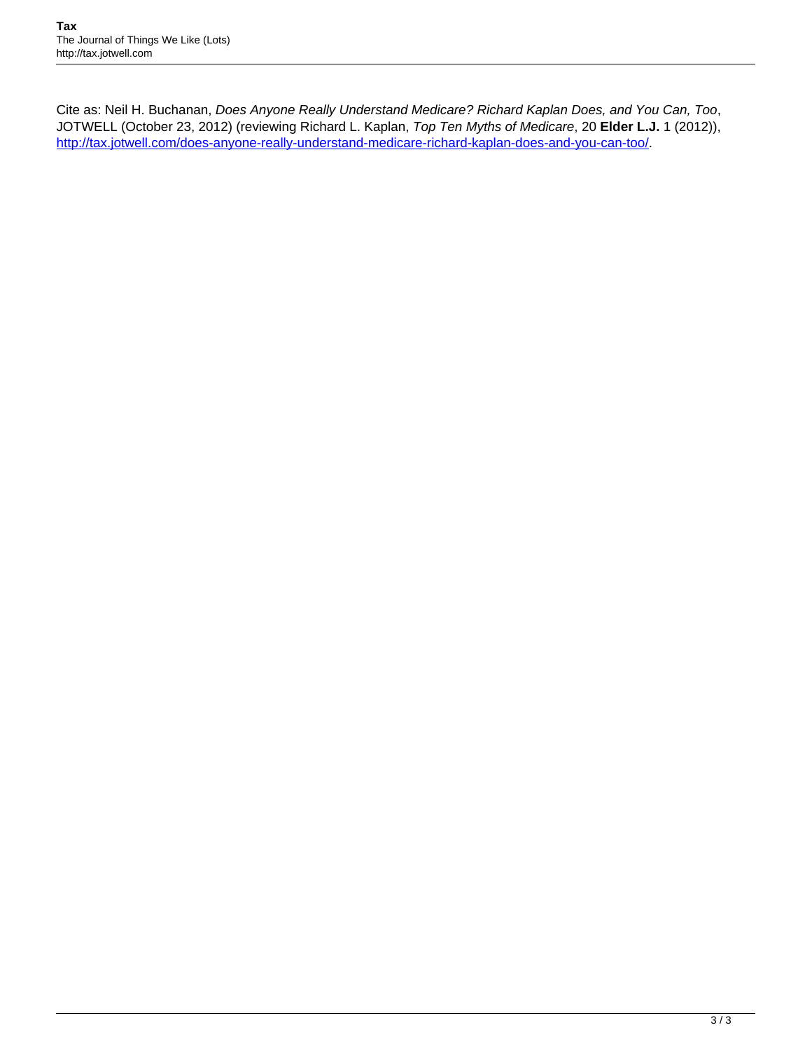Cite as: Neil H. Buchanan, *Does Anyone Really Understand Medicare? Richard Kaplan Does, and You Can, Too*, JOTWELL (October 23, 2012) (reviewing Richard L. Kaplan, *Top Ten Myths of Medicare*, 20 **Elder L.J.** 1 (2012)), http://tax.jotwell.com/does-anyone-really-understand-medicare-richard-kaplan-does-and-you-can-too/.